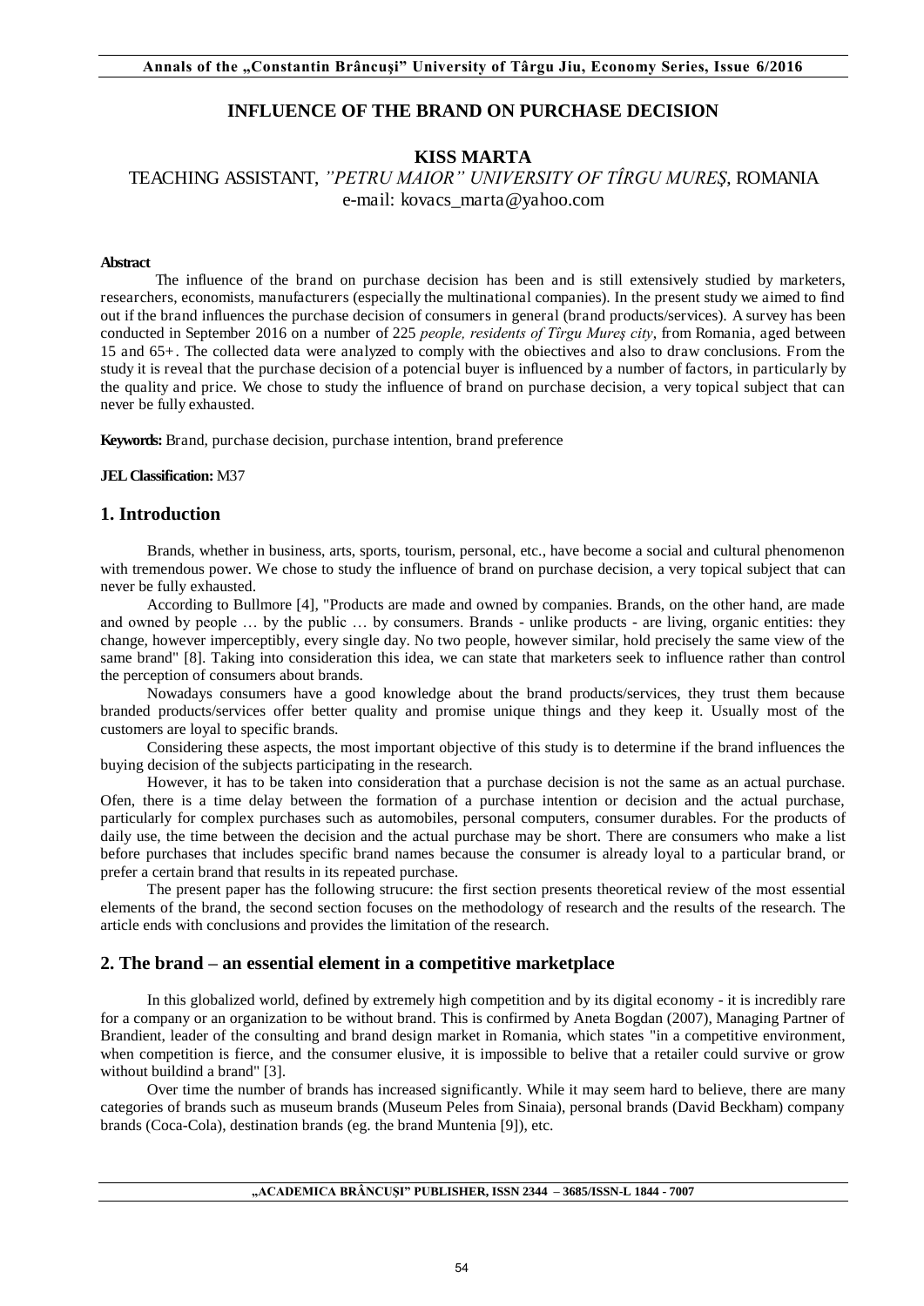# INFLUENCE OF THE BRAND ON PURCHASE DECISION

**KISS MARTA**

TEACHING ASSISTANT, *"PETRU MAIOR" UNIVERSITY OF TÎRGU MUREŞ*, ROMANIA
e-mail: kovacs_marta@yahoo.com

**Abstract**

The influence of the brand on purchase decision has been and is still extensively studied by marketers, researchers, economists, manufacturers (especially the multinational companies). In the present study we aimed to find out if the brand influences the purchase decision of consumers in general (brand products/services). A survey has been conducted in September 2016 on a number of 225 *people, residents of Tîrgu Mureş city*, from Romania, aged between 15 and 65+. The collected data were analyzed to comply with the obiectives and also to draw conclusions. From the study it is reveal that the purchase decision of a potencial buyer is influenced by a number of factors, in particularly by the quality and price. We chose to study the influence of brand on purchase decision, a very topical subject that can never be fully exhausted.

**Keywords:** Brand, purchase decision, purchase intention, brand preference

**JEL Classification:** M37

## 1. Introduction

Brands, whether in business, arts, sports, tourism, personal, etc., have become a social and cultural phenomenon with tremendous power. We chose to study the influence of brand on purchase decision, a very topical subject that can never be fully exhausted.

According to Bullmore [4], "Products are made and owned by companies. Brands, on the other hand, are made and owned by people … by the public … by consumers. Brands - unlike products - are living, organic entities: they change, however imperceptibly, every single day. No two people, however similar, hold precisely the same view of the same brand" [8]. Taking into consideration this idea, we can state that marketers seek to influence rather than control the perception of consumers about brands.

Nowadays consumers have a good knowledge about the brand products/services, they trust them because branded products/services offer better quality and promise unique things and they keep it. Usually most of the customers are loyal to specific brands.

Considering these aspects, the most important objective of this study is to determine if the brand influences the buying decision of the subjects participating in the research.

However, it has to be taken into consideration that a purchase decision is not the same as an actual purchase. Ofen, there is a time delay between the formation of a purchase intention or decision and the actual purchase, particularly for complex purchases such as automobiles, personal computers, consumer durables. For the products of daily use, the time between the decision and the actual purchase may be short. There are consumers who make a list before purchases that includes specific brand names because the consumer is already loyal to a particular brand, or prefer a certain brand that results in its repeated purchase.

The present paper has the following strucure: the first section presents theoretical review of the most essential elements of the brand, the second section focuses on the methodology of research and the results of the research. The article ends with conclusions and provides the limitation of the research.

## 2. The brand – an essential element in a competitive marketplace

In this globalized world, defined by extremely high competition and by its digital economy - it is incredibly rare for a company or an organization to be without brand. This is confirmed by Aneta Bogdan (2007), Managing Partner of Brandient, leader of the consulting and brand design market in Romania, which states "in a competitive environment, when competition is fierce, and the consumer elusive, it is impossible to belive that a retailer could survive or grow without buildind a brand" [3].

Over time the number of brands has increased significantly. While it may seem hard to believe, there are many categories of brands such as museum brands (Museum Peles from Sinaia), personal brands (David Beckham) company brands (Coca-Cola), destination brands (eg. the brand Muntenia [9]), etc.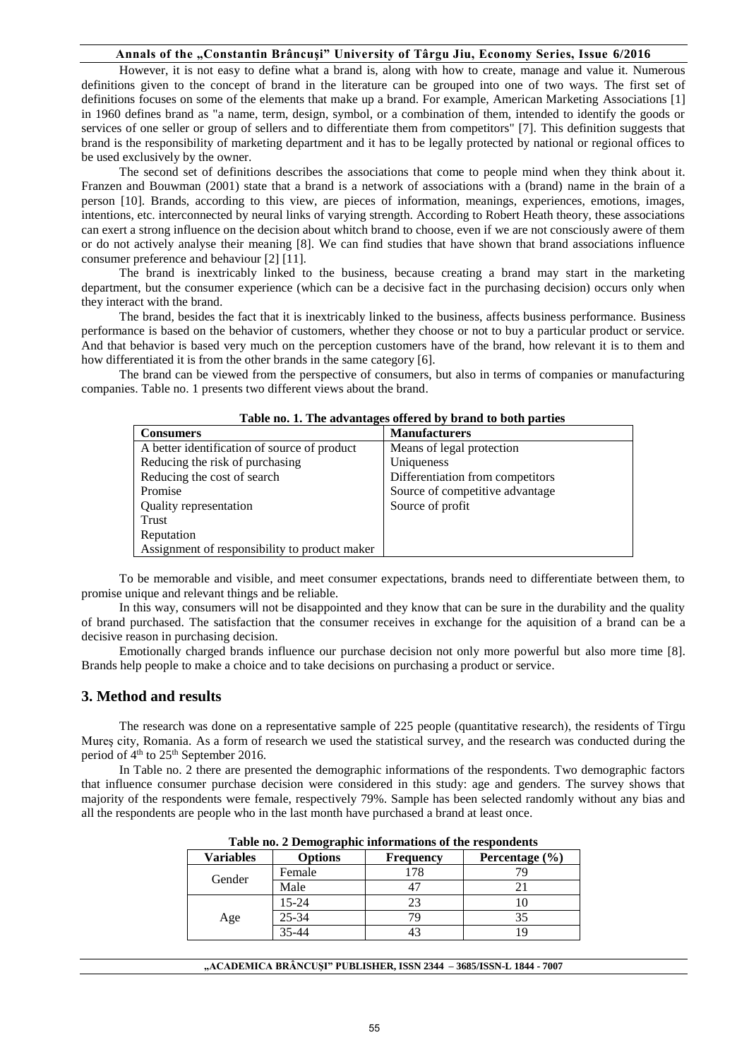However, it is not easy to define what a brand is, along with how to create, manage and value it. Numerous definitions given to the concept of brand in the literature can be grouped into one of two ways. The first set of definitions focuses on some of the elements that make up a brand. For example, American Marketing Associations [1] in 1960 defines brand as "a name, term, design, symbol, or a combination of them, intended to identify the goods or services of one seller or group of sellers and to differentiate them from competitors" [7]. This definition suggests that brand is the responsibility of marketing department and it has to be legally protected by national or regional offices to be used exclusively by the owner.

The second set of definitions describes the associations that come to people mind when they think about it. Franzen and Bouwman (2001) state that a brand is a network of associations with a (brand) name in the brain of a person [10]. Brands, according to this view, are pieces of information, meanings, experiences, emotions, images, intentions, etc. interconnected by neural links of varying strength. According to Robert Heath theory, these associations can exert a strong influence on the decision about whitch brand to choose, even if we are not consciously awere of them or do not actively analyse their meaning [8]. We can find studies that have shown that brand associations influence consumer preference and behaviour [2] [11].

The brand is inextricably linked to the business, because creating a brand may start in the marketing department, but the consumer experience (which can be a decisive fact in the purchasing decision) occurs only when they interact with the brand.

The brand, besides the fact that it is inextricably linked to the business, affects business performance. Business performance is based on the behavior of customers, whether they choose or not to buy a particular product or service. And that behavior is based very much on the perception customers have of the brand, how relevant it is to them and how differentiated it is from the other brands in the same category [6].

The brand can be viewed from the perspective of consumers, but also in terms of companies or manufacturing companies. Table no. 1 presents two different views about the brand.

**Table no. 1. The advantages offered by brand to both parties**

| Consumers | Manufacturers |
|---|---|
| A better identification of source of product | Means of legal protection |
| Reducing the risk of purchasing | Uniqueness |
| Reducing the cost of search | Differentiation from competitors |
| Promise | Source of competitive advantage |
| Quality representation | Source of profit |
| Trust | |
| Reputation | |
| Assignment of responsibility to product maker | |

To be memorable and visible, and meet consumer expectations, brands need to differentiate between them, to promise unique and relevant things and be reliable.

In this way, consumers will not be disappointed and they know that can be sure in the durability and the quality of brand purchased. The satisfaction that the consumer receives in exchange for the aquisition of a brand can be a decisive reason in purchasing decision.

Emotionally charged brands influence our purchase decision not only more powerful but also more time [8]. Brands help people to make a choice and to take decisions on purchasing a product or service.

## 3. Method and results

The research was done on a representative sample of 225 people (quantitative research), the residents of Tîrgu Mureş city, Romania. As a form of research we used the statistical survey, and the research was conducted during the period of 4th to 25th September 2016.

In Table no. 2 there are presented the demographic informations of the respondents. Two demographic factors that influence consumer purchase decision were considered in this study: age and genders. The survey shows that majority of the respondents were female, respectively 79%. Sample has been selected randomly without any bias and all the respondents are people who in the last month have purchased a brand at least once.

**Table no. 2 Demographic informations of the respondents**

| Variables | Options | Frequency | Percentage (%) |
|---|---|---|---|
| Gender | Female | 178 | 79 |
| | Male | 47 | 21 |
| Age | 15-24 | 23 | 10 |
| | 25-34 | 79 | 35 |
| | 35-44 | 43 | 19 |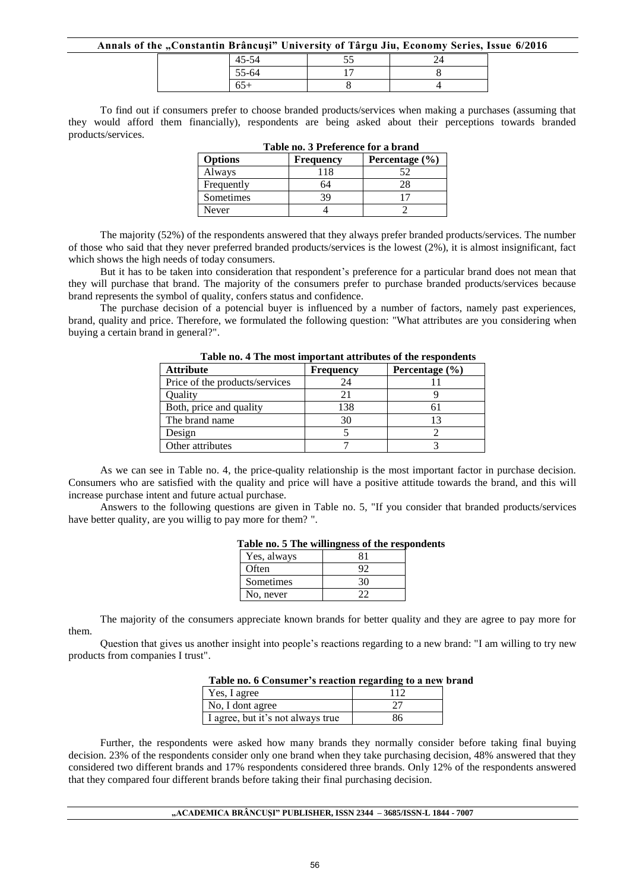| | 45-54 | 55 | 24 |
|---|---|---|---|
| | 55-64 | 17 | 8 |
| | 65+ | 8 | 4 |

To find out if consumers prefer to choose branded products/services when making a purchases (assuming that they would afford them financially), respondents are being asked about their perceptions towards branded products/services.

**Table no. 3 Preference for a brand**

| Options | Frequency | Percentage (%) |
|---|---|---|
| Always | 118 | 52 |
| Frequently | 64 | 28 |
| Sometimes | 39 | 17 |
| Never | 4 | 2 |

The majority (52%) of the respondents answered that they always prefer branded products/services. The number of those who said that they never preferred branded products/services is the lowest (2%), it is almost insignificant, fact which shows the high needs of today consumers.

But it has to be taken into consideration that respondent's preference for a particular brand does not mean that they will purchase that brand. The majority of the consumers prefer to purchase branded products/services because brand represents the symbol of quality, confers status and confidence.

The purchase decision of a potencial buyer is influenced by a number of factors, namely past experiences, brand, quality and price. Therefore, we formulated the following question: "What attributes are you considering when buying a certain brand in general?".

**Table no. 4 The most important attributes of the respondents**

| Attribute | Frequency | Percentage (%) |
|---|---|---|
| Price of the products/services | 24 | 11 |
| Quality | 21 | 9 |
| Both, price and quality | 138 | 61 |
| The brand name | 30 | 13 |
| Design | 5 | 2 |
| Other attributes | 7 | 3 |

As we can see in Table no. 4, the price-quality relationship is the most important factor in purchase decision. Consumers who are satisfied with the quality and price will have a positive attitude towards the brand, and this will increase purchase intent and future actual purchase.

Answers to the following questions are given in Table no. 5, "If you consider that branded products/services have better quality, are you willig to pay more for them? ".

**Table no. 5 The willingness of the respondents**

| | |
|---|---|
| Yes, always | 81 |
| Often | 92 |
| Sometimes | 30 |
| No, never | 22 |

The majority of the consumers appreciate known brands for better quality and they are agree to pay more for them.

Question that gives us another insight into people's reactions regarding to a new brand: "I am willing to try new products from companies I trust".

**Table no. 6 Consumer's reaction regarding to a new brand**

| | |
|---|---|
| Yes, I agree | 112 |
| No, I dont agree | 27 |
| I agree, but it's not always true | 86 |

Further, the respondents were asked how many brands they normally consider before taking final buying decision. 23% of the respondents consider only one brand when they take purchasing decision, 48% answered that they considered two different brands and 17% respondents considered three brands. Only 12% of the respondents answered that they compared four different brands before taking their final purchasing decision.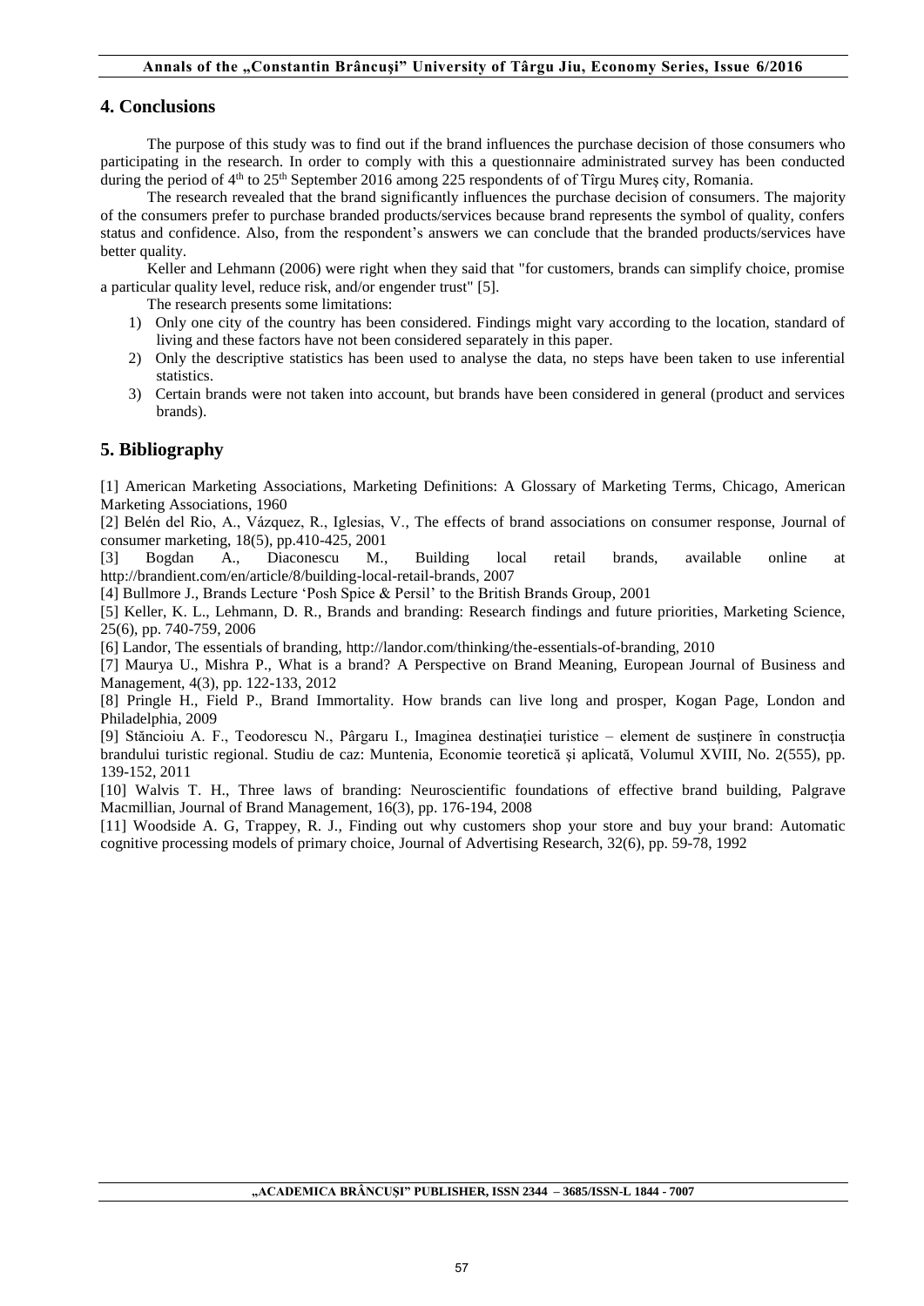## 4. Conclusions

The purpose of this study was to find out if the brand influences the purchase decision of those consumers who participating in the research. In order to comply with this a questionnaire administrated survey has been conducted during the period of 4th to 25th September 2016 among 225 respondents of of Tîrgu Mureş city, Romania.

The research revealed that the brand significantly influences the purchase decision of consumers. The majority of the consumers prefer to purchase branded products/services because brand represents the symbol of quality, confers status and confidence. Also, from the respondent's answers we can conclude that the branded products/services have better quality.

Keller and Lehmann (2006) were right when they said that "for customers, brands can simplify choice, promise a particular quality level, reduce risk, and/or engender trust" [5].

The research presents some limitations:

1) Only one city of the country has been considered. Findings might vary according to the location, standard of living and these factors have not been considered separately in this paper.
2) Only the descriptive statistics has been used to analyse the data, no steps have been taken to use inferential statistics.
3) Certain brands were not taken into account, but brands have been considered in general (product and services brands).

## 5. Bibliography

[1] American Marketing Associations, Marketing Definitions: A Glossary of Marketing Terms, Chicago, American Marketing Associations, 1960

[2] Belén del Rio, A., Vázquez, R., Iglesias, V., The effects of brand associations on consumer response, Journal of consumer marketing, 18(5), pp.410-425, 2001

[3] Bogdan A., Diaconescu M., Building local retail brands, available online at http://brandient.com/en/article/8/building-local-retail-brands, 2007

[4] Bullmore J., Brands Lecture 'Posh Spice & Persil' to the British Brands Group, 2001

[5] Keller, K. L., Lehmann, D. R., Brands and branding: Research findings and future priorities, Marketing Science, 25(6), pp. 740-759, 2006

[6] Landor, The essentials of branding, http://landor.com/thinking/the-essentials-of-branding, 2010

[7] Maurya U., Mishra P., What is a brand? A Perspective on Brand Meaning, European Journal of Business and Management, 4(3), pp. 122-133, 2012

[8] Pringle H., Field P., Brand Immortality. How brands can live long and prosper, Kogan Page, London and Philadelphia, 2009

[9] Stăncioiu A. F., Teodorescu N., Pârgaru I., Imaginea destinației turistice – element de susținere în construcția brandului turistic regional. Studiu de caz: Muntenia, Economie teoretică şi aplicată, Volumul XVIII, No. 2(555), pp. 139-152, 2011

[10] Walvis T. H., Three laws of branding: Neuroscientific foundations of effective brand building, Palgrave Macmillian, Journal of Brand Management, 16(3), pp. 176-194, 2008

[11] Woodside A. G, Trappey, R. J., Finding out why customers shop your store and buy your brand: Automatic cognitive processing models of primary choice, Journal of Advertising Research, 32(6), pp. 59-78, 1992